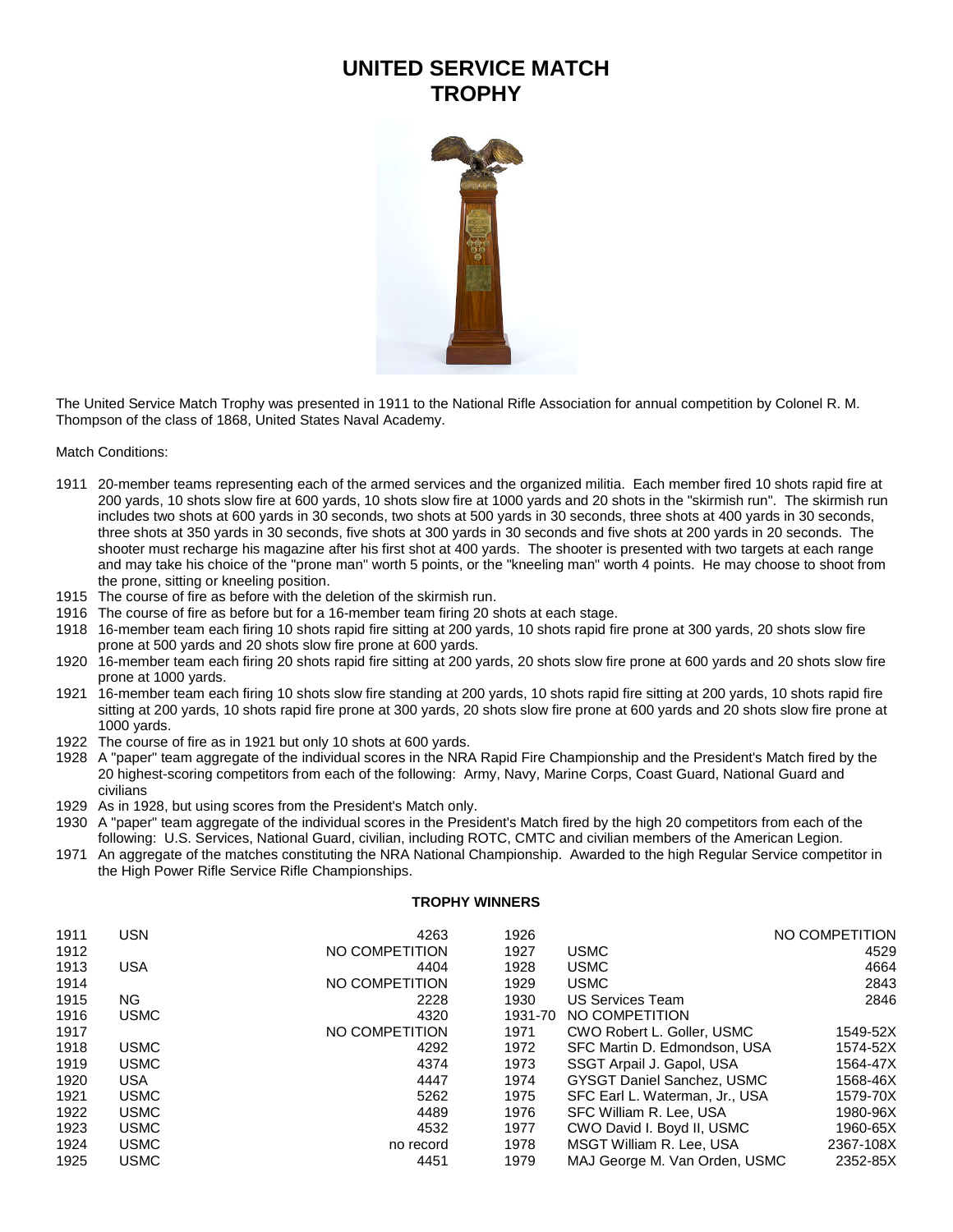# UNITED SERVICE MATCH TROPHY

The United Service Match Trophy was presented in 1911 to the National Rifle Association for annual competition by Colonel R. M. Thompson of the class of 1868, United States Naval Academy.

Match Conditions:

- 1911 20-member teams representing each of the armed services and the organized militia. Each member fired 10 shots rapid fire at 200 yards, 10 shots slow fire at 600 yards, 10 shots slow fire at 1000 yards and 20 shots in the "skirmish run". The skirmish run includes two shots at 600 yards in 30 seconds, two shots at 500 yards in 30 seconds, three shots at 400 yards in 30 seconds, three shots at 350 yards in 30 seconds, five shots at 300 yards in 30 seconds and five shots at 200 yards in 20 seconds. The shooter must recharge his magazine after his first shot at 400 yards. The shooter is presented with two targets at each range and may take his choice of the "prone man" worth 5 points, or the "kneeling man" worth 4 points. He may choose to shoot from the prone, sitting or kneeling position.
- 1915 The course of fire as before with the deletion of the skirmish run.
- 1916 The course of fire as before but for a 16-member team firing 20 shots at each stage.
- 1918 16-member team each firing 10 shots rapid fire sitting at 200 yards, 10 shots rapid fire prone at 300 yards, 20 shots slow fire prone at 500 yards and 20 shots slow fire prone at 600 yards.
- 1920 16-member team each firing 20 shots rapid fire sitting at 200 yards, 20 shots slow fire prone at 600 yards and 20 shots slow fire prone at 1000 yards.
- 1921 16-member team each firing 10 shots slow fire standing at 200 yards, 10 shots rapid fire sitting at 200 yards, 10 shots rapid fire sitting at 200 yards, 10 shots rapid fire prone at 300 yards, 20 shots slow fire prone at 600 yards and 20 shots slow fire prone at 1000 yards.
- 1922 The course of fire as in 1921 but only 10 shots at 600 yards.
- 1928 A "paper" team aggregate of the individual scores in the NRA Rapid Fire Championship and the President's Match fired by the 20 highest-scoring competitors from each of the following: Army, Navy, Marine Corps, Coast Guard, National Guard and civilians
- 1929 As in 1928, but using scores from the President's Match only.
- 1930 A "paper" team aggregate of the individual scores in the President's Match fired by the high 20 competitors from each of the following: U.S. Services, National Guard, civilian, including ROTC, CMTC and civilian members of the American Legion.
- 1971 An aggregate of the matches constituting the NRA National Championship. Awarded to the high Regular Service competitor in the High Power Rifle Service Rifle Championships.

**TROPHY WINNERS**

| Year | Winner | Score |
|---|---|---|
| 1911 | USN | 4263 |
| 1912 | | NO COMPETITION |
| 1913 | USA | 4404 |
| 1914 | | NO COMPETITION |
| 1915 | NG | 2228 |
| 1916 | USMC | 4320 |
| 1917 | | NO COMPETITION |
| 1918 | USMC | 4292 |
| 1919 | USMC | 4374 |
| 1920 | USA | 4447 |
| 1921 | USMC | 5262 |
| 1922 | USMC | 4489 |
| 1923 | USMC | 4532 |
| 1924 | USMC | no record |
| 1925 | USMC | 4451 |
| 1926 | | NO COMPETITION |
| 1927 | USMC | 4529 |
| 1928 | USMC | 4664 |
| 1929 | USMC | 2843 |
| 1930 | US Services Team | 2846 |
| 1931-70 | NO COMPETITION | |
| 1971 | CWO Robert L. Goller, USMC | 1549-52X |
| 1972 | SFC Martin D. Edmondson, USA | 1574-52X |
| 1973 | SSGT Arpail J. Gapol, USA | 1564-47X |
| 1974 | GYSGT Daniel Sanchez, USMC | 1568-46X |
| 1975 | SFC Earl L. Waterman, Jr., USA | 1579-70X |
| 1976 | SFC William R. Lee, USA | 1980-96X |
| 1977 | CWO David I. Boyd II, USMC | 1960-65X |
| 1978 | MSGT William R. Lee, USA | 2367-108X |
| 1979 | MAJ George M. Van Orden, USMC | 2352-85X |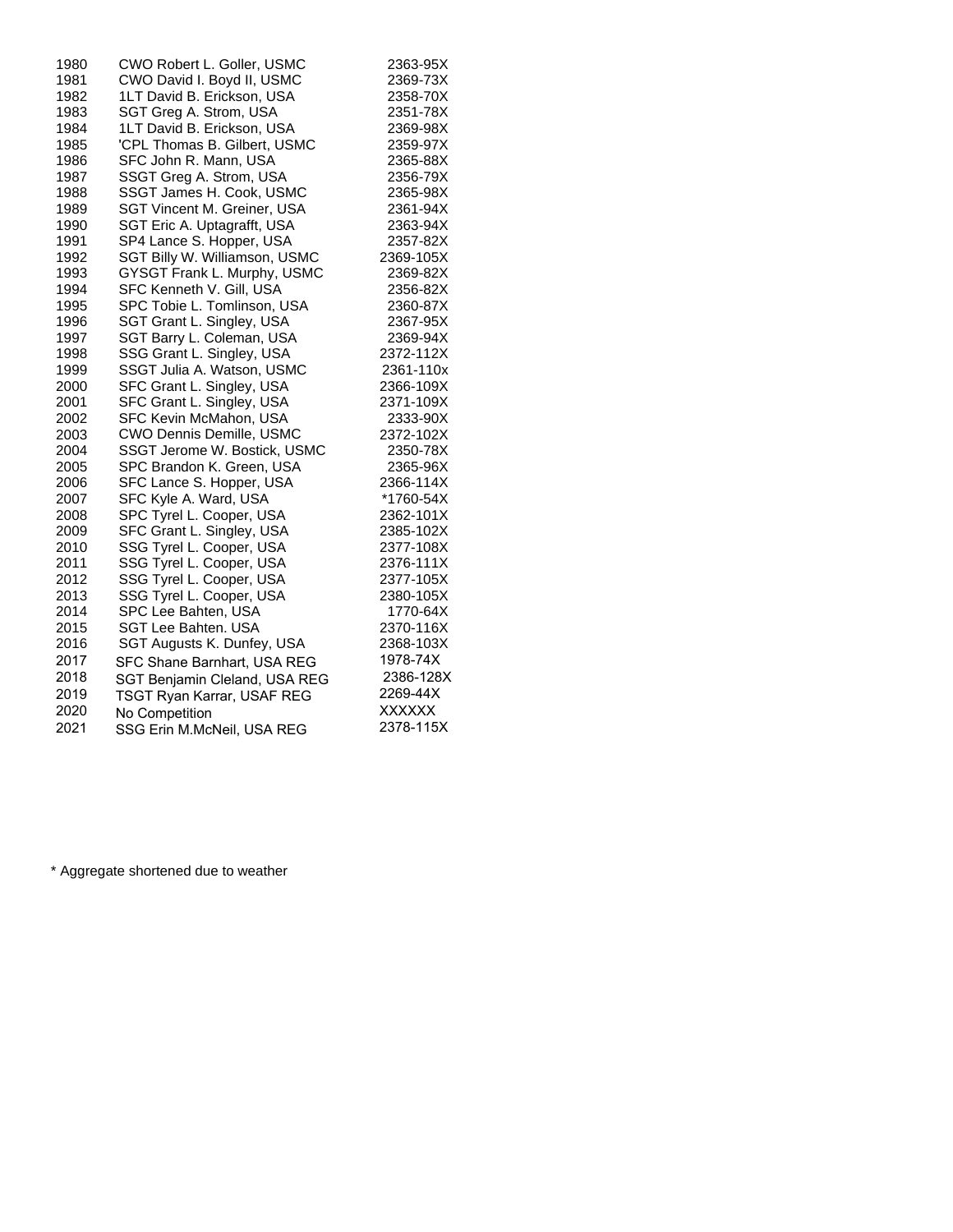| | | |
|---|---|---|
| 1980 | CWO Robert L. Goller, USMC | 2363-95X |
| 1981 | CWO David I. Boyd II, USMC | 2369-73X |
| 1982 | 1LT David B. Erickson, USA | 2358-70X |
| 1983 | SGT Greg A. Strom, USA | 2351-78X |
| 1984 | 1LT David B. Erickson, USA | 2369-98X |
| 1985 | 'CPL Thomas B. Gilbert, USMC | 2359-97X |
| 1986 | SFC John R. Mann, USA | 2365-88X |
| 1987 | SSGT Greg A. Strom, USA | 2356-79X |
| 1988 | SSGT James H. Cook, USMC | 2365-98X |
| 1989 | SGT Vincent M. Greiner, USA | 2361-94X |
| 1990 | SGT Eric A. Uptagrafft, USA | 2363-94X |
| 1991 | SP4 Lance S. Hopper, USA | 2357-82X |
| 1992 | SGT Billy W. Williamson, USMC | 2369-105X |
| 1993 | GYSGT Frank L. Murphy, USMC | 2369-82X |
| 1994 | SFC Kenneth V. Gill, USA | 2356-82X |
| 1995 | SPC Tobie L. Tomlinson, USA | 2360-87X |
| 1996 | SGT Grant L. Singley, USA | 2367-95X |
| 1997 | SGT Barry L. Coleman, USA | 2369-94X |
| 1998 | SSG Grant L. Singley, USA | 2372-112X |
| 1999 | SSGT Julia A. Watson, USMC | 2361-110x |
| 2000 | SFC Grant L. Singley, USA | 2366-109X |
| 2001 | SFC Grant L. Singley, USA | 2371-109X |
| 2002 | SFC Kevin McMahon, USA | 2333-90X |
| 2003 | CWO Dennis Demille, USMC | 2372-102X |
| 2004 | SSGT Jerome W. Bostick, USMC | 2350-78X |
| 2005 | SPC Brandon K. Green, USA | 2365-96X |
| 2006 | SFC Lance S. Hopper, USA | 2366-114X |
| 2007 | SFC Kyle A. Ward, USA | *1760-54X |
| 2008 | SPC Tyrel L. Cooper, USA | 2362-101X |
| 2009 | SFC Grant L. Singley, USA | 2385-102X |
| 2010 | SSG Tyrel L. Cooper, USA | 2377-108X |
| 2011 | SSG Tyrel L. Cooper, USA | 2376-111X |
| 2012 | SSG Tyrel L. Cooper, USA | 2377-105X |
| 2013 | SSG Tyrel L. Cooper, USA | 2380-105X |
| 2014 | SPC Lee Bahten, USA | 1770-64X |
| 2015 | SGT Lee Bahten. USA | 2370-116X |
| 2016 | SGT Augusts K. Dunfey, USA | 2368-103X |
| 2017 | SFC Shane Barnhart, USA REG | 1978-74X |
| 2018 | SGT Benjamin Cleland, USA REG | 2386-128X |
| 2019 | TSGT Ryan Karrar, USAF REG | 2269-44X |
| 2020 | No Competition | XXXXXX |
| 2021 | SSG Erin M.McNeil, USA REG | 2378-115X |

* Aggregate shortened due to weather